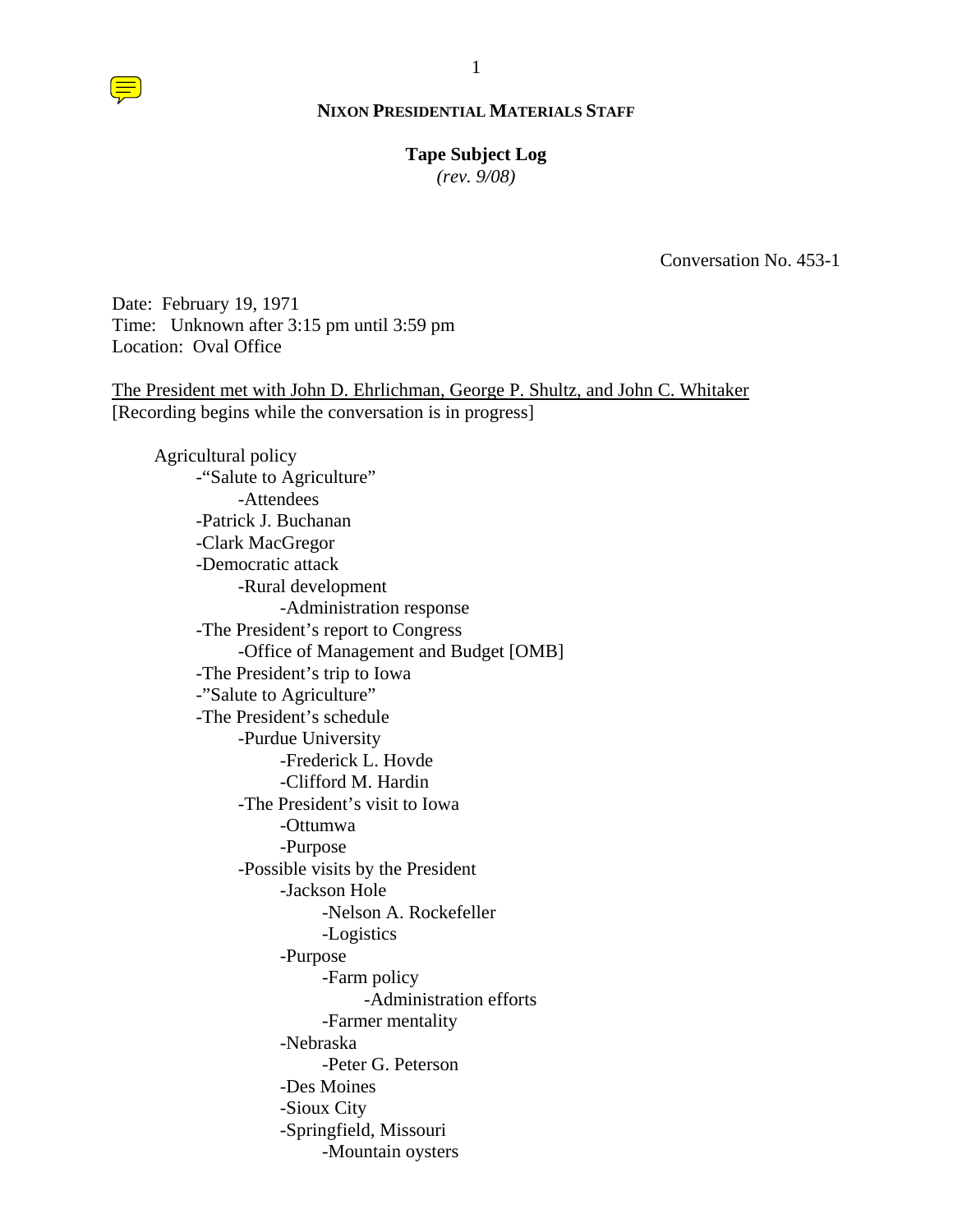**NIXON PRESIDENTIAL MATERIALS STAFF**

**Tape Subject Log**

*(rev. 9/08)*

Conversation No. 453-1

Date: February 19, 1971
Time: Unknown after 3:15 pm until 3:59 pm
Location: Oval Office

The President met with John D. Ehrlichman, George P. Shultz, and John C. Whitaker
[Recording begins while the conversation is in progress]

- Agricultural policy
  - "Salute to Agriculture"
    - Attendees
  - Patrick J. Buchanan
  - Clark MacGregor
  - Democratic attack
    - Rural development
      - Administration response
  - The President's report to Congress
    - Office of Management and Budget [OMB]
  - The President's trip to Iowa
  - "Salute to Agriculture"
  - The President's schedule
    - Purdue University
      - Frederick L. Hovde
      - Clifford M. Hardin
    - The President's visit to Iowa
      - Ottumwa
      - Purpose
    - Possible visits by the President
      - Jackson Hole
        - Nelson A. Rockefeller
        - Logistics
      - Purpose
        - Farm policy
          - Administration efforts
        - Farmer mentality
      - Nebraska
        - Peter G. Peterson
      - Des Moines
      - Sioux City
      - Springfield, Missouri
        - Mountain oysters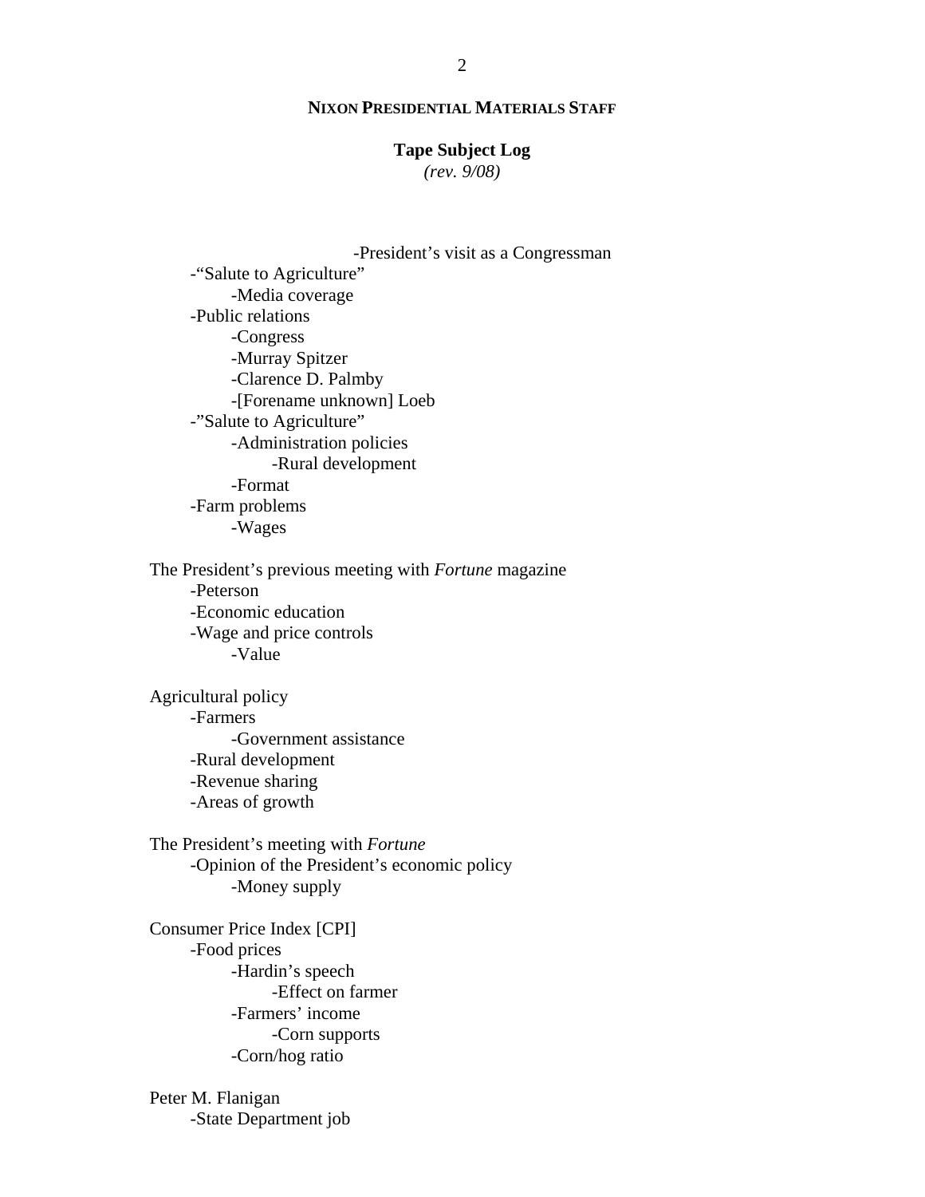NIXON PRESIDENTIAL MATERIALS STAFF

**Tape Subject Log**
*(rev. 9/08)*

            -President's visit as a Congressman
    -"Salute to Agriculture"
        -Media coverage
    -Public relations
        -Congress
        -Murray Spitzer
        -Clarence D. Palmby
        -[Forename unknown] Loeb
    -"Salute to Agriculture"
        -Administration policies
            -Rural development
        -Format
    -Farm problems
        -Wages

The President's previous meeting with *Fortune* magazine
    -Peterson
    -Economic education
    -Wage and price controls
        -Value

Agricultural policy
    -Farmers
        -Government assistance
    -Rural development
    -Revenue sharing
    -Areas of growth

The President's meeting with *Fortune*
    -Opinion of the President's economic policy
        -Money supply

Consumer Price Index [CPI]
    -Food prices
        -Hardin's speech
            -Effect on farmer
        -Farmers' income
            -Corn supports
        -Corn/hog ratio

Peter M. Flanigan
    -State Department job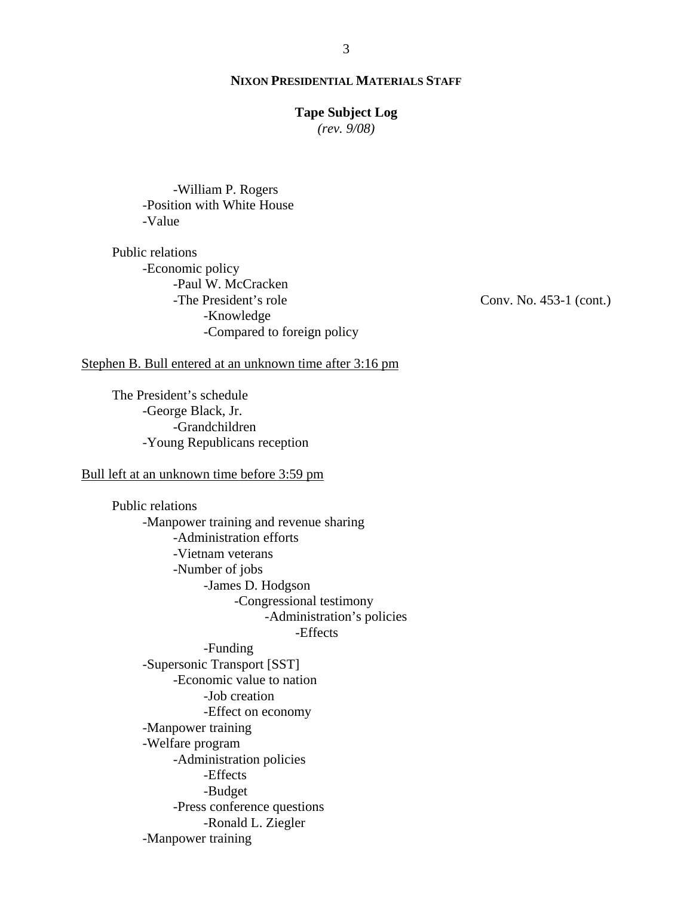**NIXON PRESIDENTIAL MATERIALS STAFF**

**Tape Subject Log**
*(rev. 9/08)*

- -William P. Rogers
  - -Position with White House
  - -Value

Public relations
- -Economic policy
  - -Paul W. McCracken
  - -The President's role — Conv. No. 453-1 (cont.)
    - -Knowledge
    - -Compared to foreign policy

<u>Stephen B. Bull entered at an unknown time after 3:16 pm</u>

The President's schedule
- -George Black, Jr.
  - -Grandchildren
- -Young Republicans reception

<u>Bull left at an unknown time before 3:59 pm</u>

Public relations
- -Manpower training and revenue sharing
  - -Administration efforts
  - -Vietnam veterans
  - -Number of jobs
    - -James D. Hodgson
      - -Congressional testimony
        - -Administration's policies
          - -Effects
    - -Funding
- -Supersonic Transport [SST]
  - -Economic value to nation
    - -Job creation
    - -Effect on economy
- -Manpower training
- -Welfare program
  - -Administration policies
    - -Effects
    - -Budget
  - -Press conference questions
    - -Ronald L. Ziegler
- -Manpower training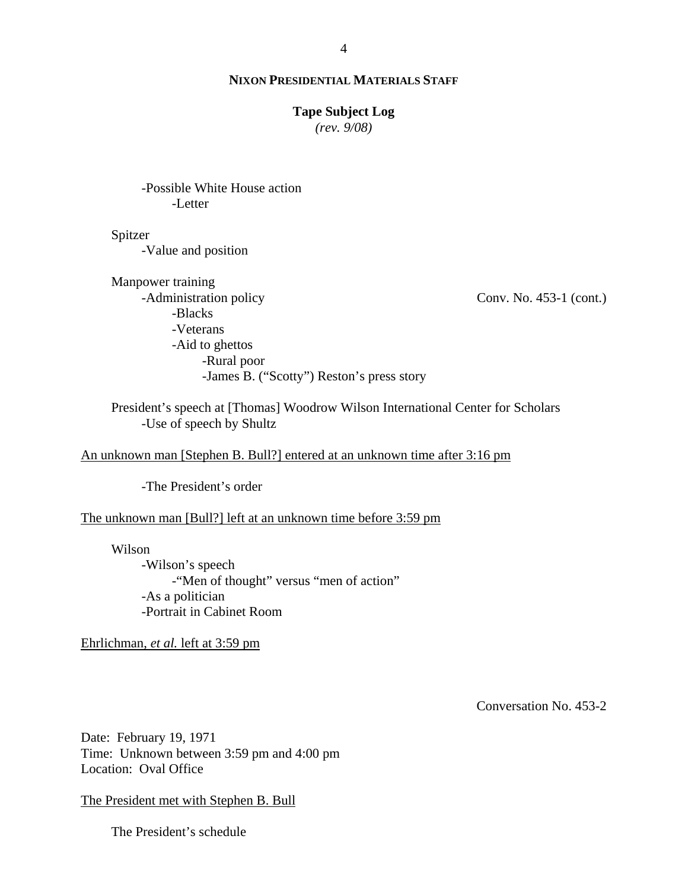-Possible White House action
    -Letter

Spitzer
    -Value and position

Manpower training
    -Administration policy                                                          Conv. No. 453-1 (cont.)
        -Blacks
        -Veterans
        -Aid to ghettos
            -Rural poor
            -James B. ("Scotty") Reston's press story

President's speech at [Thomas] Woodrow Wilson International Center for Scholars
    -Use of speech by Shultz

An unknown man [Stephen B. Bull?] entered at an unknown time after 3:16 pm

    -The President's order

The unknown man [Bull?] left at an unknown time before 3:59 pm

Wilson
    -Wilson's speech
        -"Men of thought" versus "men of action"
    -As a politician
    -Portrait in Cabinet Room

Ehrlichman, *et al.* left at 3:59 pm

Conversation No. 453-2

Date: February 19, 1971
Time: Unknown between 3:59 pm and 4:00 pm
Location: Oval Office

The President met with Stephen B. Bull

The President's schedule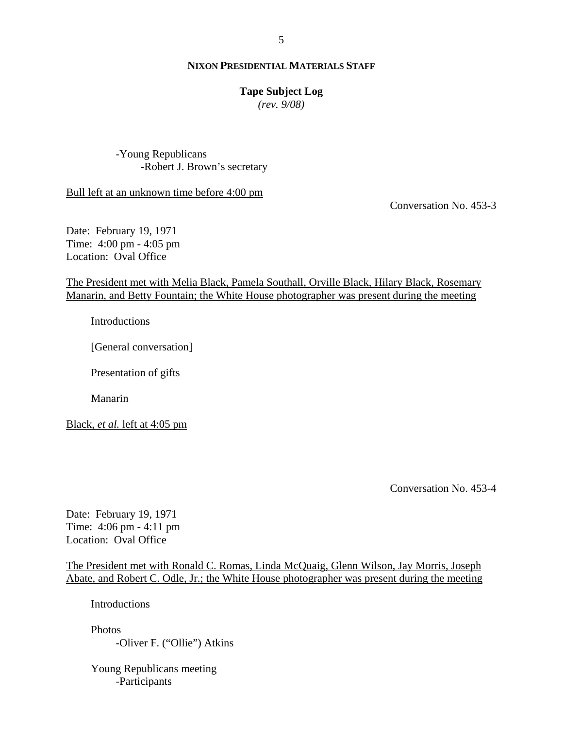-Young Republicans
  -Robert J. Brown's secretary

Bull left at an unknown time before 4:00 pm

Conversation No. 453-3

Date: February 19, 1971
Time: 4:00 pm - 4:05 pm
Location: Oval Office

The President met with Melia Black, Pamela Southall, Orville Black, Hilary Black, Rosemary Manarin, and Betty Fountain; the White House photographer was present during the meeting

Introductions

[General conversation]

Presentation of gifts

Manarin

Black, *et al.* left at 4:05 pm

Conversation No. 453-4

Date: February 19, 1971
Time: 4:06 pm - 4:11 pm
Location: Oval Office

The President met with Ronald C. Romas, Linda McQuaig, Glenn Wilson, Jay Morris, Joseph Abate, and Robert C. Odle, Jr.; the White House photographer was present during the meeting

Introductions

Photos
  -Oliver F. ("Ollie") Atkins

Young Republicans meeting
  -Participants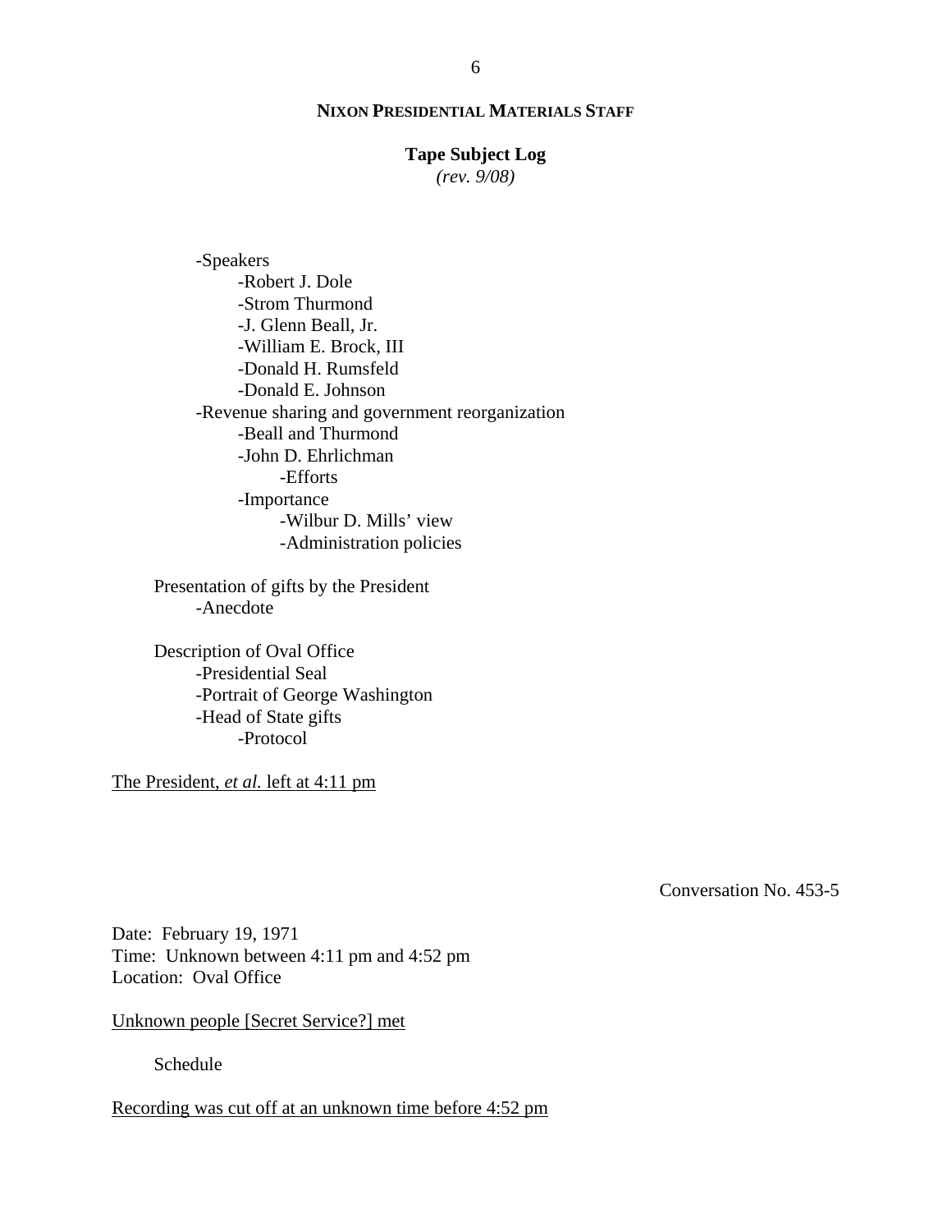- Speakers
    - Robert J. Dole
    - Strom Thurmond
    - J. Glenn Beall, Jr.
    - William E. Brock, III
    - Donald H. Rumsfeld
    - Donald E. Johnson
- Revenue sharing and government reorganization
    - Beall and Thurmond
    - John D. Ehrlichman
        - Efforts
    - Importance
        - Wilbur D. Mills' view
        - Administration policies

Presentation of gifts by the President
- Anecdote

Description of Oval Office
- Presidential Seal
- Portrait of George Washington
- Head of State gifts
    - Protocol

<u>The President, *et al.* left at 4:11 pm</u>

Conversation No. 453-5

Date: February 19, 1971
Time: Unknown between 4:11 pm and 4:52 pm
Location: Oval Office

<u>Unknown people [Secret Service?] met</u>

Schedule

<u>Recording was cut off at an unknown time before 4:52 pm</u>